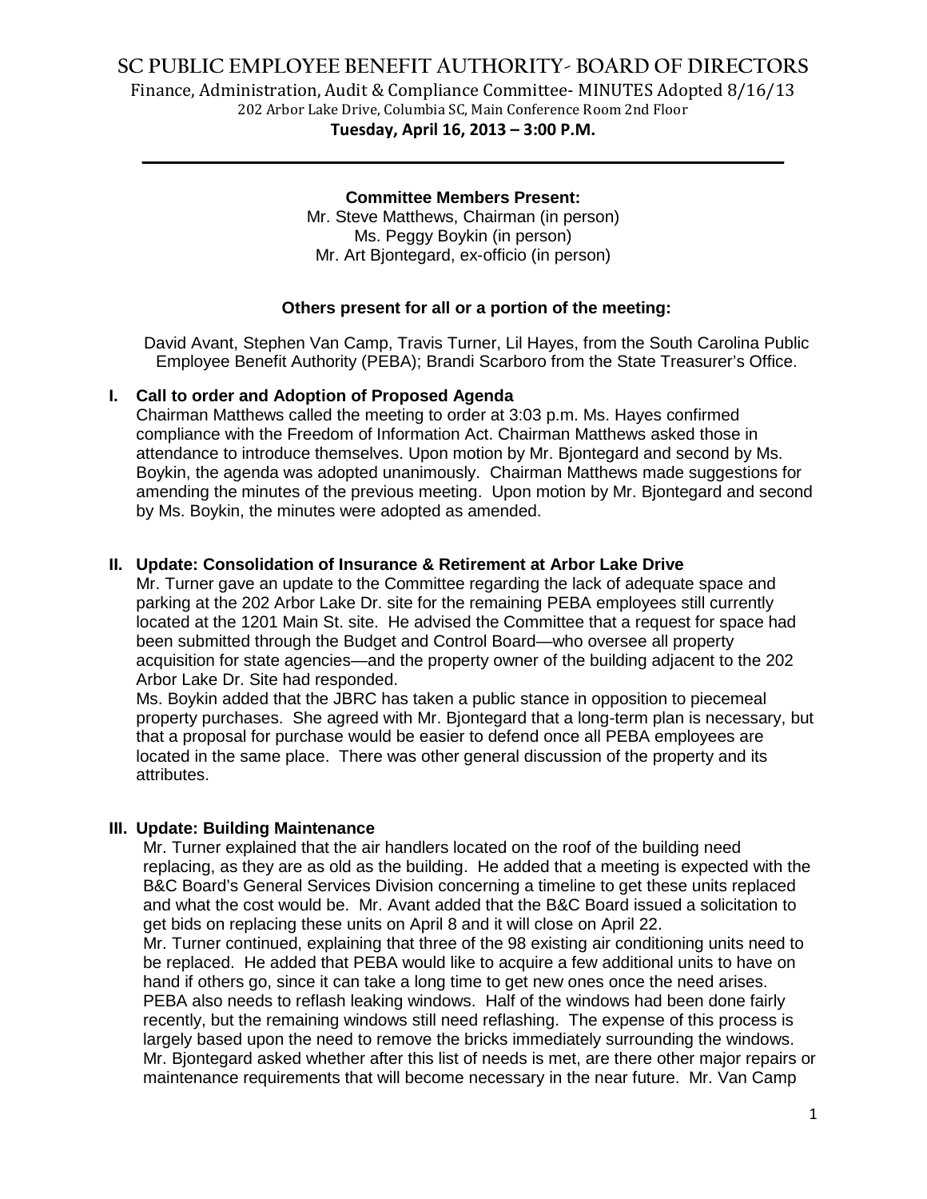# SC PUBLIC EMPLOYEE BENEFIT AUTHORITY- BOARD OF DIRECTORS

Finance, Administration, Audit & Compliance Committee- MINUTES Adopted 8/16/13

202 Arbor Lake Drive, Columbia SC, Main Conference Room 2nd Floor

**Tuesday, April 16, 2013 – 3:00 P.M.**

---

**Committee Members Present:**

Mr. Steve Matthews, Chairman (in person)
Ms. Peggy Boykin (in person)
Mr. Art Bjontegard, ex-officio (in person)

**Others present for all or a portion of the meeting:**

David Avant, Stephen Van Camp, Travis Turner, Lil Hayes, from the South Carolina Public Employee Benefit Authority (PEBA); Brandi Scarboro from the State Treasurer's Office.

## I. Call to order and Adoption of Proposed Agenda

Chairman Matthews called the meeting to order at 3:03 p.m. Ms. Hayes confirmed compliance with the Freedom of Information Act. Chairman Matthews asked those in attendance to introduce themselves. Upon motion by Mr. Bjontegard and second by Ms. Boykin, the agenda was adopted unanimously. Chairman Matthews made suggestions for amending the minutes of the previous meeting. Upon motion Mr. Bjontegard and second by Ms. Boykin, the minutes were adopted as amended.

## II. Update: Consolidation of Insurance & Retirement at Arbor Lake Drive

Mr. Turner gave an update to the Committee regarding the lack of adequate space and parking at the 202 Arbor Lake Dr. site for the remaining PEBA employees still currently located at the 1201 Main St. site. He advised the Committee that a request for space had been submitted through the Budget and Control Board—who oversee all property acquisition for state agencies—and the property owner of the building adjacent to the 202 Arbor Lake Dr. Site had responded.

Ms. Boykin added that the JBRC has taken a public stance in opposition to piecemeal property purchases. She agreed with Mr. Bjontegard that a long-term plan is necessary, but that a proposal for purchase would be easier to defend once all PEBA employees are located in the same place. There was other general discussion of the property and its attributes.

## III. Update: Building Maintenance

Mr. Turner explained that the air handlers located on the roof of the building need replacing, as they are as old as the building. He added that a meeting is expected with the B&C Board's General Services Division concerning a timeline to get these units replaced and what the cost would be. Mr. Avant added that the B&C Board issued a solicitation to get bids on replacing these units on April 8 and it will close on April 22.

Mr. Turner continued, explaining that three of the 98 existing air conditioning units need to be replaced. He added that PEBA would like to acquire a few additional units to have on hand if others go, since it can take a long time to get new ones once the need arises. PEBA also needs to reflash leaking windows. Half of the windows had been done fairly recently, but the remaining windows still need reflashing. The expense of this process is largely based upon the need to remove the bricks immediately surrounding the windows. Mr. Bjontegard asked whether after this list of needs is met, are there other major repairs or maintenance requirements that will become necessary in the near future. Mr. Van Camp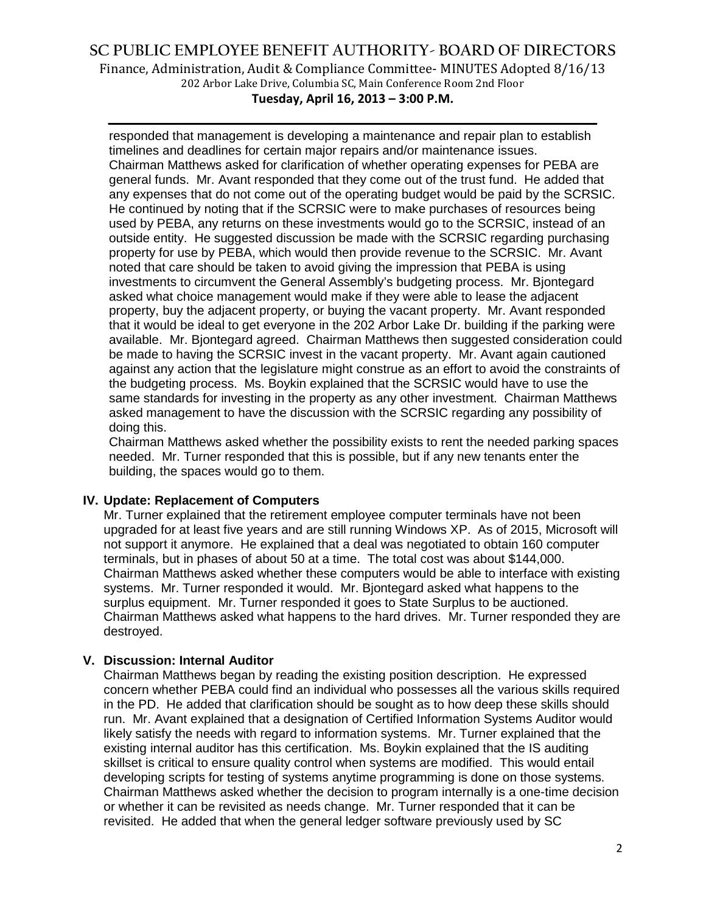responded that management is developing a maintenance and repair plan to establish timelines and deadlines for certain major repairs and/or maintenance issues.
Chairman Matthews asked for clarification of whether operating expenses for PEBA are general funds. Mr. Avant responded that they come out of the trust fund. He added that any expenses that do not come out of the operating budget would be paid by the SCRSIC. He continued by noting that if the SCRSIC were to make purchases of resources being used by PEBA, any returns on these investments would go to the SCRSIC, instead of an outside entity. He suggested discussion be made with the SCRSIC regarding purchasing property for use by PEBA, which would then provide revenue to the SCRSIC. Mr. Avant noted that care should be taken to avoid giving the impression that PEBA is using investments to circumvent the General Assembly's budgeting process. Mr. Bjontegard asked what choice management would make if they were able to lease the adjacent property, buy the adjacent property, or buying the vacant property. Mr. Avant responded that it would be ideal to get everyone in the 202 Arbor Lake Dr. building if the parking were available. Mr. Bjontegard agreed. Chairman Matthews then suggested consideration could be made to having the SCRSIC invest in the vacant property. Mr. Avant again cautioned against any action that the legislature might construe as an effort to avoid the constraints of the budgeting process. Ms. Boykin explained that the SCRSIC would have to use the same standards for investing in the property as any other investment. Chairman Matthews asked management to have the discussion with the SCRSIC regarding any possibility of doing this.
Chairman Matthews asked whether the possibility exists to rent the needed parking spaces needed. Mr. Turner responded that this is possible, but if any new tenants enter the building, the spaces would go to them.

### IV. Update: Replacement of Computers

Mr. Turner explained that the retirement employee computer terminals have not been upgraded for at least five years and are still running Windows XP. As of 2015, Microsoft will not support it anymore. He explained that a deal was negotiated to obtain 160 computer terminals, but in phases of about 50 at a time. The total cost was about $144,000. Chairman Matthews asked whether these computers would be able to interface with existing systems. Mr. Turner responded it would. Mr. Bjontegard asked what happens to the surplus equipment. Mr. Turner responded it goes to State Surplus to be auctioned. Chairman Matthews asked what happens to the hard drives. Mr. Turner responded they are destroyed.

### V. Discussion: Internal Auditor

Chairman Matthews began by reading the existing position description. He expressed concern whether PEBA could find an individual who possesses all the various skills required in the PD. He added that clarification should be sought as to how deep these skills should run. Mr. Avant explained that a designation of Certified Information Systems Auditor would likely satisfy the needs with regard to information systems. Mr. Turner explained that the existing internal auditor has this certification. Ms. Boykin explained that the IS auditing skillset is critical to ensure quality control when systems are modified. This would entail developing scripts for testing of systems anytime programming is done on those systems. Chairman Matthews asked whether the decision to program internally is a one-time decision or whether it can be revisited as needs change. Mr. Turner responded that it can be revisited. He added that when the general ledger software previously used by SC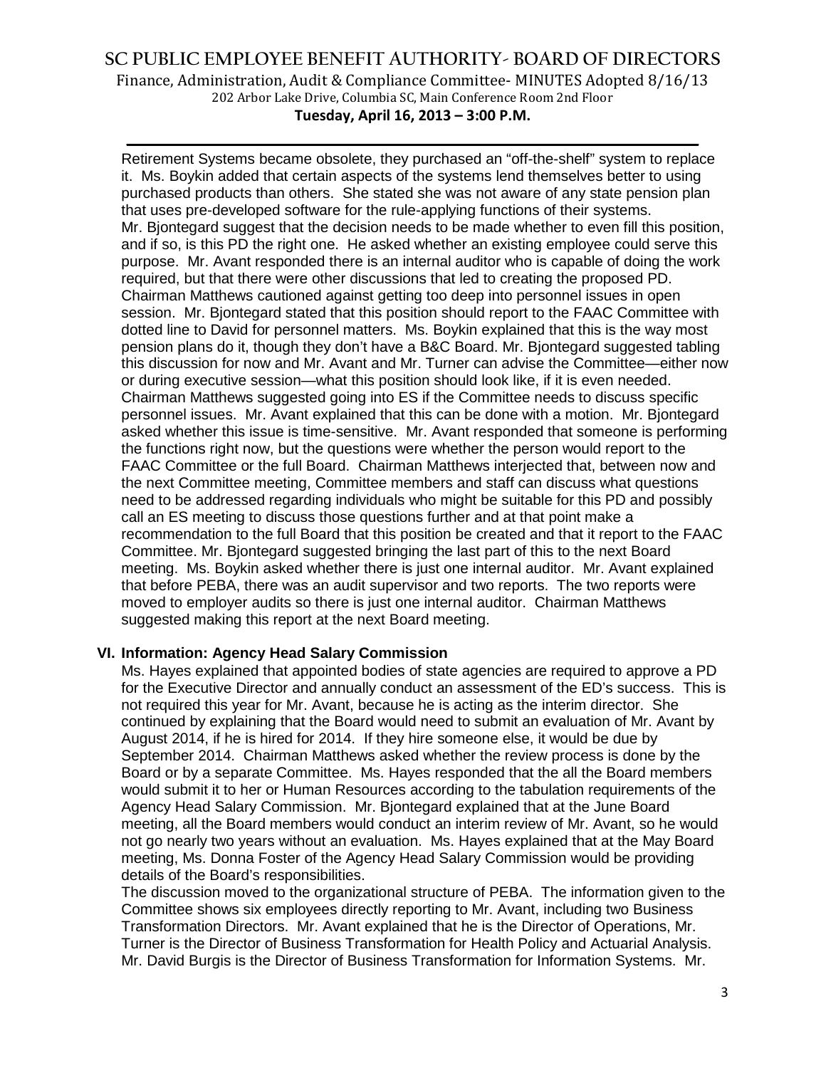Retirement Systems became obsolete, they purchased an "off-the-shelf" system to replace it. Ms. Boykin added that certain aspects of the systems lend themselves better to using purchased products than others. She stated she was not aware of any state pension plan that uses pre-developed software for the rule-applying functions of their systems. Mr. Bjontegard suggest that the decision needs to be made whether to even fill this position, and if so, is this PD the right one. He asked whether an existing employee could serve this purpose. Mr. Avant responded there is an internal auditor who is capable of doing the work required, but that there were other discussions that led to creating the proposed PD. Chairman Matthews cautioned against getting too deep into personnel issues in open session. Mr. Bjontegard stated that this position should report to the FAAC Committee with dotted line to David for personnel matters. Ms. Boykin explained that this is the way most pension plans do it, though they don't have a B&C Board. Mr. Bjontegard suggested tabling this discussion for now and Mr. Avant and Mr. Turner can advise the Committee—either now or during executive session—what this position should look like, if it is even needed. Chairman Matthews suggested going into ES if the Committee needs to discuss specific personnel issues. Mr. Avant explained that this can be done with a motion. Mr. Bjontegard asked whether this issue is time-sensitive. Mr. Avant responded that someone is performing the functions right now, but the questions were whether the person would report to the FAAC Committee or the full Board. Chairman Matthews interjected that, between now and the next Committee meeting, Committee members and staff can discuss what questions need to be addressed regarding individuals who might be suitable for this PD and possibly call an ES meeting to discuss those questions further and at that point make a recommendation to the full Board that this position be created and that it report to the FAAC Committee. Mr. Bjontegard suggested bringing the last part of this to the next Board meeting. Ms. Boykin asked whether there is just one internal auditor. Mr. Avant explained that before PEBA, there was an audit supervisor and two reports. The two reports were moved to employer audits so there is just one internal auditor. Chairman Matthews suggested making this report at the next Board meeting.

## VI. Information: Agency Head Salary Commission

Ms. Hayes explained that appointed bodies of state agencies are required to approve a PD for the Executive Director and annually conduct an assessment of the ED's success. This is not required this year for Mr. Avant, because he is acting as the interim director. She continued by explaining that the Board would need to submit an evaluation of Mr. Avant by August 2014, if he is hired for 2014. If they hire someone else, it would be due by September 2014. Chairman Matthews asked whether the review process is done by the Board or by a separate Committee. Ms. Hayes responded that the all the Board members would submit it to her or Human Resources according to the tabulation requirements of the Agency Head Salary Commission. Mr. Bjontegard explained that at the June Board meeting, all the Board members would conduct an interim review of Mr. Avant, so he would not go nearly two years without an evaluation. Ms. Hayes explained that at the May Board meeting, Ms. Donna Foster of the Agency Head Salary Commission would be providing details of the Board's responsibilities.

The discussion moved to the organizational structure of PEBA. The information given to the Committee shows six employees directly reporting to Mr. Avant, including two Business Transformation Directors. Mr. Avant explained that he is the Director of Operations, Mr. Turner is the Director of Business Transformation for Health Policy and Actuarial Analysis. Mr. David Burgis is the Director of Business Transformation for Information Systems. Mr.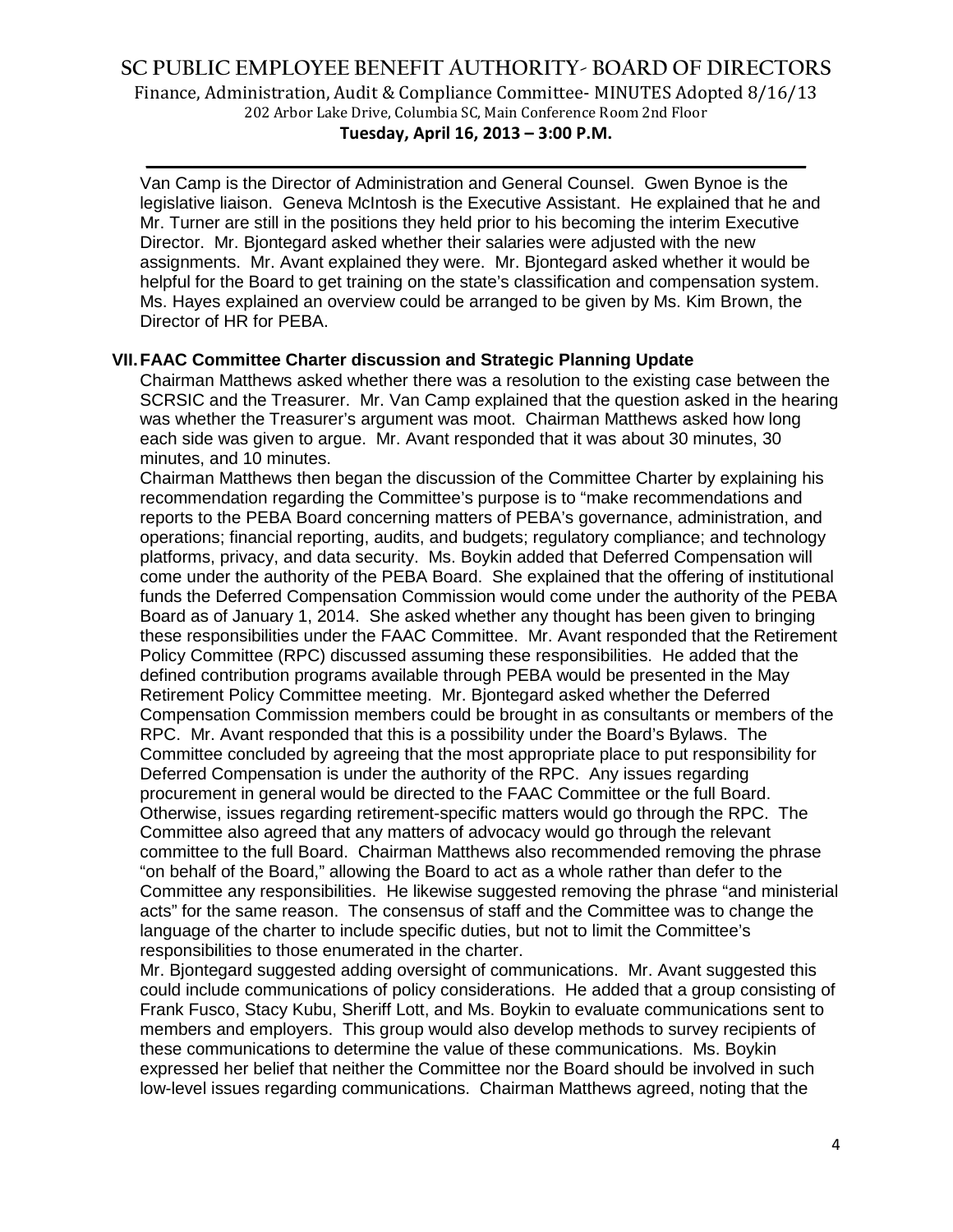Van Camp is the Director of Administration and General Counsel. Gwen Bynoe is the legislative liaison. Geneva McIntosh is the Executive Assistant. He explained that he and Mr. Turner are still in the positions they held prior to his becoming the interim Executive Director. Mr. Bjontegard asked whether their salaries were adjusted with the new assignments. Mr. Avant explained they were. Mr. Bjontegard asked whether it would be helpful for the Board to get training on the state's classification and compensation system. Ms. Hayes explained an overview could be arranged to be given by Ms. Kim Brown, the Director of HR for PEBA.

## VII. FAAC Committee Charter discussion and Strategic Planning Update

Chairman Matthews asked whether there was a resolution to the existing case between the SCRSIC and the Treasurer. Mr. Van Camp explained that the question asked in the hearing was whether the Treasurer's argument was moot. Chairman Matthews asked how long each side was given to argue. Mr. Avant responded that it was about 30 minutes, 30 minutes, and 10 minutes.

Chairman Matthews then began the discussion of the Committee Charter by explaining his recommendation regarding the Committee's purpose is to "make recommendations and reports to the PEBA Board concerning matters of PEBA's governance, administration, and operations; financial reporting, audits, and budgets; regulatory compliance; and technology platforms, privacy, and data security. Ms. Boykin added that Deferred Compensation will come under the authority of the PEBA Board. She explained that the offering of institutional funds the Deferred Compensation Commission would come under the authority of the PEBA Board as of January 1, 2014. She asked whether any thought has been given to bringing these responsibilities under the FAAC Committee. Mr. Avant responded that the Retirement Policy Committee (RPC) discussed assuming these responsibilities. He added that the defined contribution programs available through PEBA would be presented in the May Retirement Policy Committee meeting. Mr. Bjontegard asked whether the Deferred Compensation Commission members could be brought in as consultants or members of the RPC. Mr. Avant responded that this is a possibility under the Board's Bylaws. The Committee concluded by agreeing that the most appropriate place to put responsibility for Deferred Compensation is under the authority of the RPC. Any issues regarding procurement in general would be directed to the FAAC Committee or the full Board. Otherwise, issues regarding retirement-specific matters would go through the RPC. The Committee also agreed that any matters of advocacy would go through the relevant committee to the full Board. Chairman Matthews also recommended removing the phrase "on behalf of the Board," allowing the Board to act as a whole rather than defer to the Committee any responsibilities. He likewise suggested removing the phrase "and ministerial acts" for the same reason. The consensus of staff and the Committee was to change the language of the charter to include specific duties, but not to limit the Committee's responsibilities to those enumerated in the charter.

Mr. Bjontegard suggested adding oversight of communications. Mr. Avant suggested this could include communications of policy considerations. He added that a group consisting of Frank Fusco, Stacy Kubu, Sheriff Lott, and Ms. Boykin to evaluate communications sent to members and employers. This group would also develop methods to survey recipients of these communications to determine the value of these communications. Ms. Boykin expressed her belief that neither the Committee nor the Board should be involved in such low-level issues regarding communications. Chairman Matthews agreed, noting that the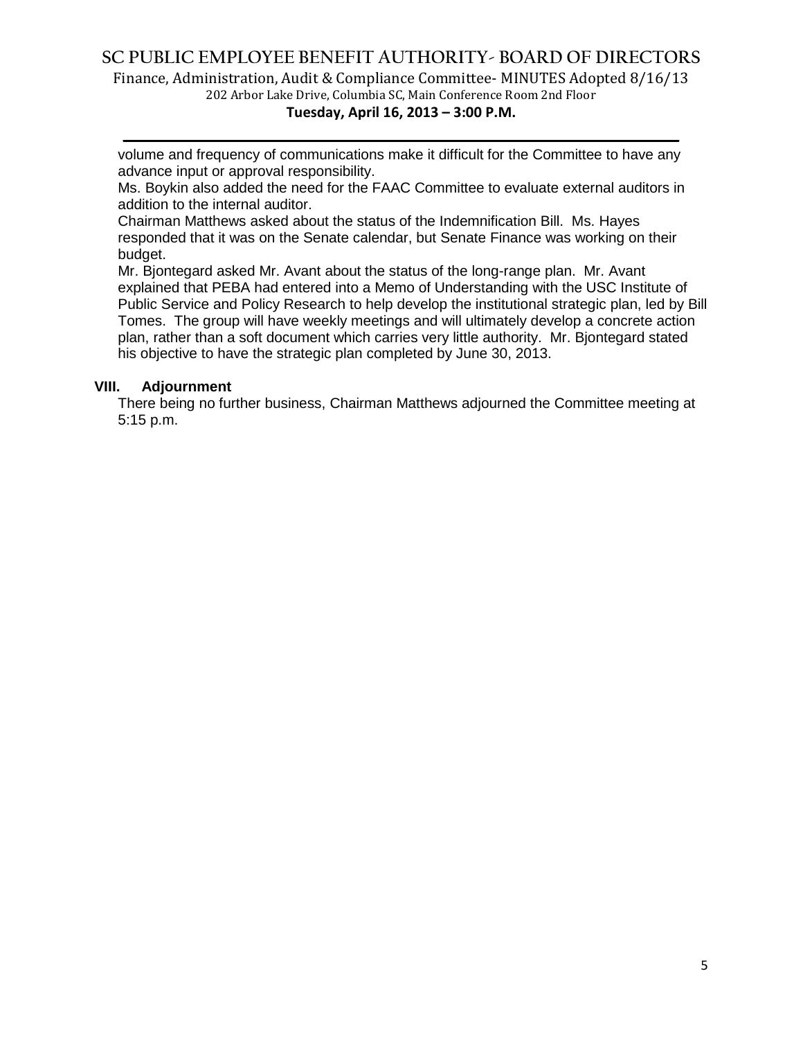volume and frequency of communications make it difficult for the Committee to have any advance input or approval responsibility.

Ms. Boykin also added the need for the FAAC Committee to evaluate external auditors in addition to the internal auditor.

Chairman Matthews asked about the status of the Indemnification Bill. Ms. Hayes responded that it was on the Senate calendar, but Senate Finance was working on their budget.

Mr. Bjontegard asked Mr. Avant about the status of the long-range plan. Mr. Avant explained that PEBA had entered into a Memo of Understanding with the USC Institute of Public Service and Policy Research to help develop the institutional strategic plan, led by Bill Tomes. The group will have weekly meetings and will ultimately develop a concrete action plan, rather than a soft document which carries very little authority. Mr. Bjontegard stated his objective to have the strategic plan completed by June 30, 2013.

**VIII. Adjournment**

There being no further business, Chairman Matthews adjourned the Committee meeting at 5:15 p.m.